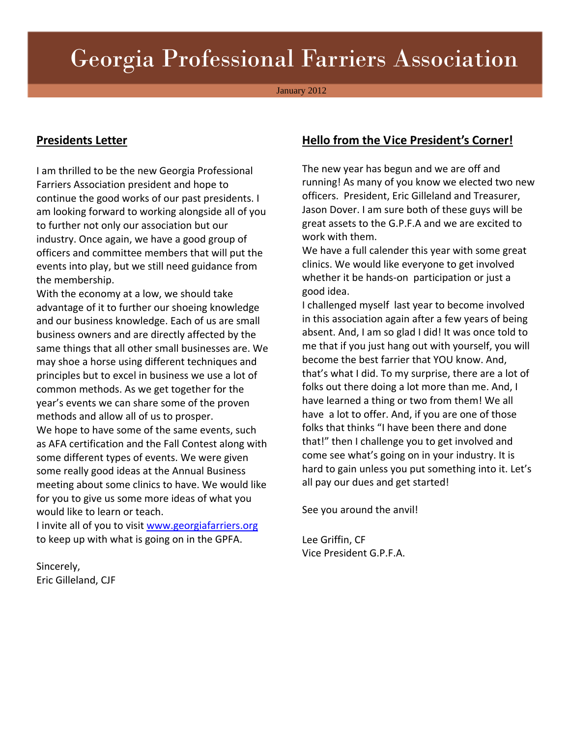# Georgia Professional Farriers Association

January 2012

## Presidents Letter

I am thrilled to be the new Georgia Professional Farriers Association president and hope to continue the good works of our past presidents. I am looking forward to working alongside all of you to further not only our association but our industry. Once again, we have a good group of officers and committee members that will put the events into play, but we still need guidance from the membership.

With the economy at a low, we should take advantage of it to further our shoeing knowledge and our business knowledge. Each of us are small business owners and are directly affected by the same things that all other small businesses are. We may shoe a horse using different techniques and principles but to excel in business we use a lot of common methods. As we get together for the year's events we can share some of the proven methods and allow all of us to prosper.

We hope to have some of the same events, such as AFA certification and the Fall Contest along with some different types of events. We were given some really good ideas at the Annual Business meeting about some clinics to have. We would like for you to give us some more ideas of what you would like to learn or teach.

I invite all of you to visit www.georgiafarriers.org to keep up with what is going on in the GPFA.

Sincerely,
Eric Gilleland, CJF

## Hello from the Vice President's Corner!

The new year has begun and we are off and running! As many of you know we elected two new officers. President, Eric Gilleland and Treasurer, Jason Dover. I am sure both of these guys will be great assets to the G.P.F.A and we are excited to work with them.

We have a full calender this year with some great clinics. We would like everyone to get involved whether it be hands-on participation or just a good idea.

I challenged myself last year to become involved in this association again after a few years of being absent. And, I am so glad I did! It was once told to me that if you just hang out with yourself, you will become the best farrier that YOU know. And, that's what I did. To my surprise, there are a lot of folks out there doing a lot more than me. And, I have learned a thing or two from them! We all have a lot to offer. And, if you are one of those folks that thinks "I have been there and done that!" then I challenge you to get involved and come see what's going on in your industry. It is hard to gain unless you put something into it. Let's all pay our dues and get started!

See you around the anvil!

Lee Griffin, CF
Vice President G.P.F.A.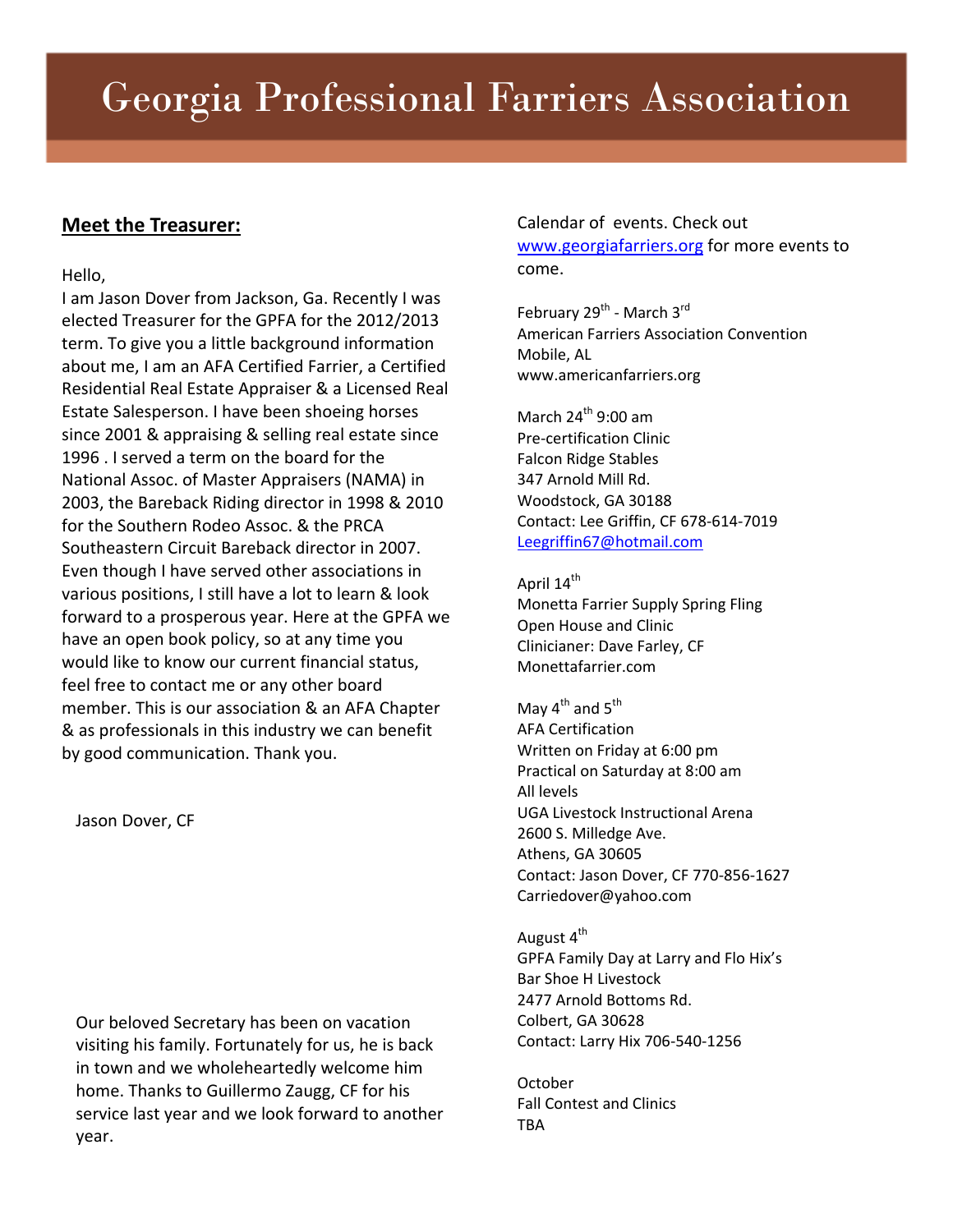# Georgia Professional Farriers Association

## Meet the Treasurer:

Hello,

I am Jason Dover from Jackson, Ga. Recently I was elected Treasurer for the GPFA for the 2012/2013 term. To give you a little background information about me, I am an AFA Certified Farrier, a Certified Residential Real Estate Appraiser & a Licensed Real Estate Salesperson. I have been shoeing horses since 2001 & appraising & selling real estate since 1996 . I served a term on the board for the National Assoc. of Master Appraisers (NAMA) in 2003, the Bareback Riding director in 1998 & 2010 for the Southern Rodeo Assoc. & the PRCA Southeastern Circuit Bareback director in 2007. Even though I have served other associations in various positions, I still have a lot to learn & look forward to a prosperous year. Here at the GPFA we have an open book policy, so at any time you would like to know our current financial status, feel free to contact me or any other board member. This is our association & an AFA Chapter & as professionals in this industry we can benefit by good communication. Thank you.

Jason Dover, CF

Our beloved Secretary has been on vacation visiting his family. Fortunately for us, he is back in town and we wholeheartedly welcome him home. Thanks to Guillermo Zaugg, CF for his service last year and we look forward to another year.

Calendar of events. Check out [www.georgiafarriers.org](http://www.georgiafarriers.org) for more events to come.

February 29th - March 3rd
American Farriers Association Convention
Mobile, AL
www.americanfarriers.org

March 24th 9:00 am
Pre-certification Clinic
Falcon Ridge Stables
347 Arnold Mill Rd.
Woodstock, GA 30188
Contact: Lee Griffin, CF 678-614-7019
Leegriffin67@hotmail.com

April 14th
Monetta Farrier Supply Spring Fling
Open House and Clinic
Clinicianer: Dave Farley, CF
Monettafarrier.com

May 4th and 5th
AFA Certification
Written on Friday at 6:00 pm
Practical on Saturday at 8:00 am
All levels
UGA Livestock Instructional Arena
2600 S. Milledge Ave.
Athens, GA 30605
Contact: Jason Dover, CF 770-856-1627
Carriedover@yahoo.com

August 4th
GPFA Family Day at Larry and Flo Hix's
Bar Shoe H Livestock
2477 Arnold Bottoms Rd.
Colbert, GA 30628
Contact: Larry Hix 706-540-1256

October
Fall Contest and Clinics
TBA